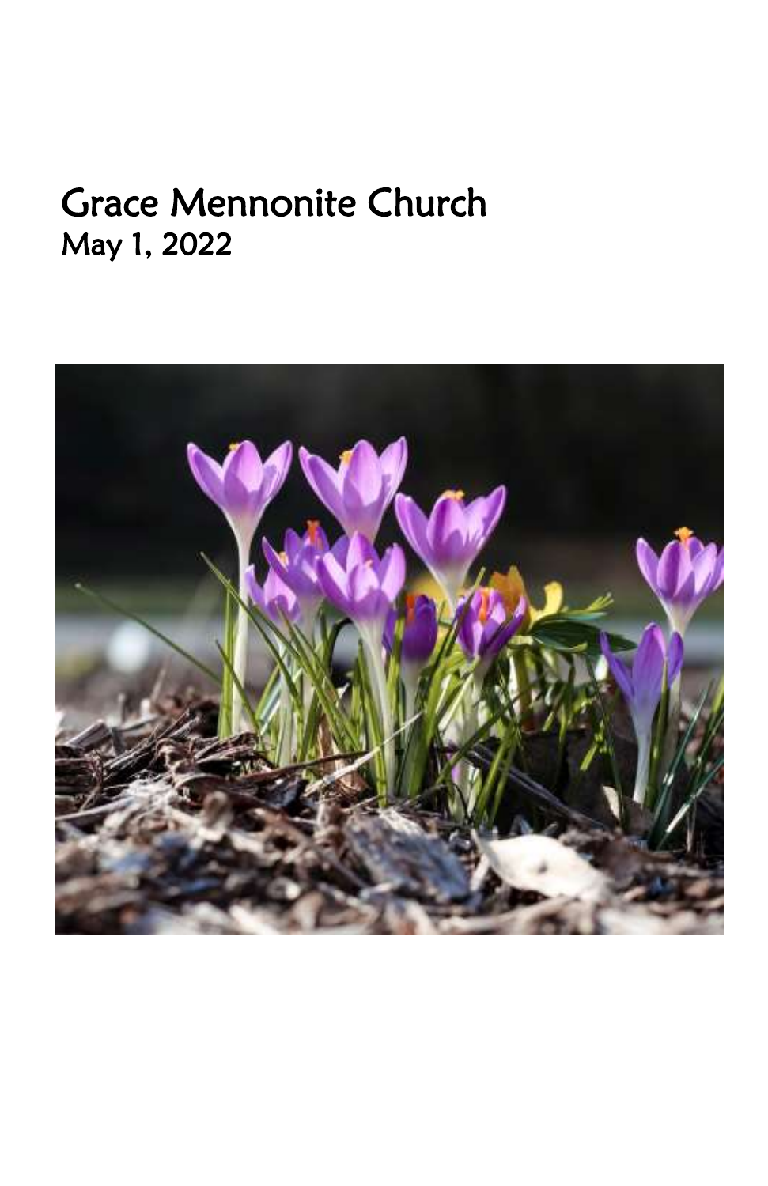# Grace Mennonite Church
## May 1, 2022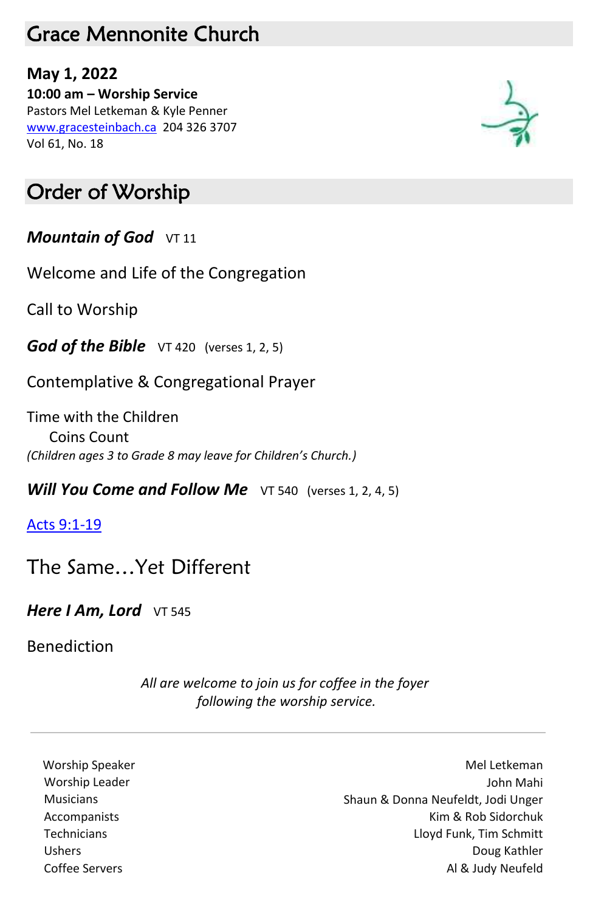# Grace Mennonite Church

**May 1, 2022**
**10:00 am – Worship Service**
Pastors Mel Letkeman & Kyle Penner
www.gracesteinbach.ca 204 326 3707
Vol 61, No. 18

## Order of Worship

***Mountain of God*** VT 11

Welcome and Life of the Congregation

Call to Worship

***God of the Bible*** VT 420 (verses 1, 2, 5)

Contemplative & Congregational Prayer

Time with the Children
Coins Count
*(Children ages 3 to Grade 8 may leave for Children's Church.)*

***Will You Come and Follow Me*** VT 540 (verses 1, 2, 4, 5)

Acts 9:1-19

The Same…Yet Different

***Here I Am, Lord*** VT 545

Benediction

*All are welcome to join us for coffee in the foyer following the worship service.*

---

| | |
|---|---|
| Worship Speaker | Mel Letkeman |
| Worship Leader | John Mahi |
| Musicians | Shaun & Donna Neufeldt, Jodi Unger |
| Accompanists | Kim & Rob Sidorchuk |
| Technicians | Lloyd Funk, Tim Schmitt |
| Ushers | Doug Kathler |
| Coffee Servers | Al & Judy Neufeld |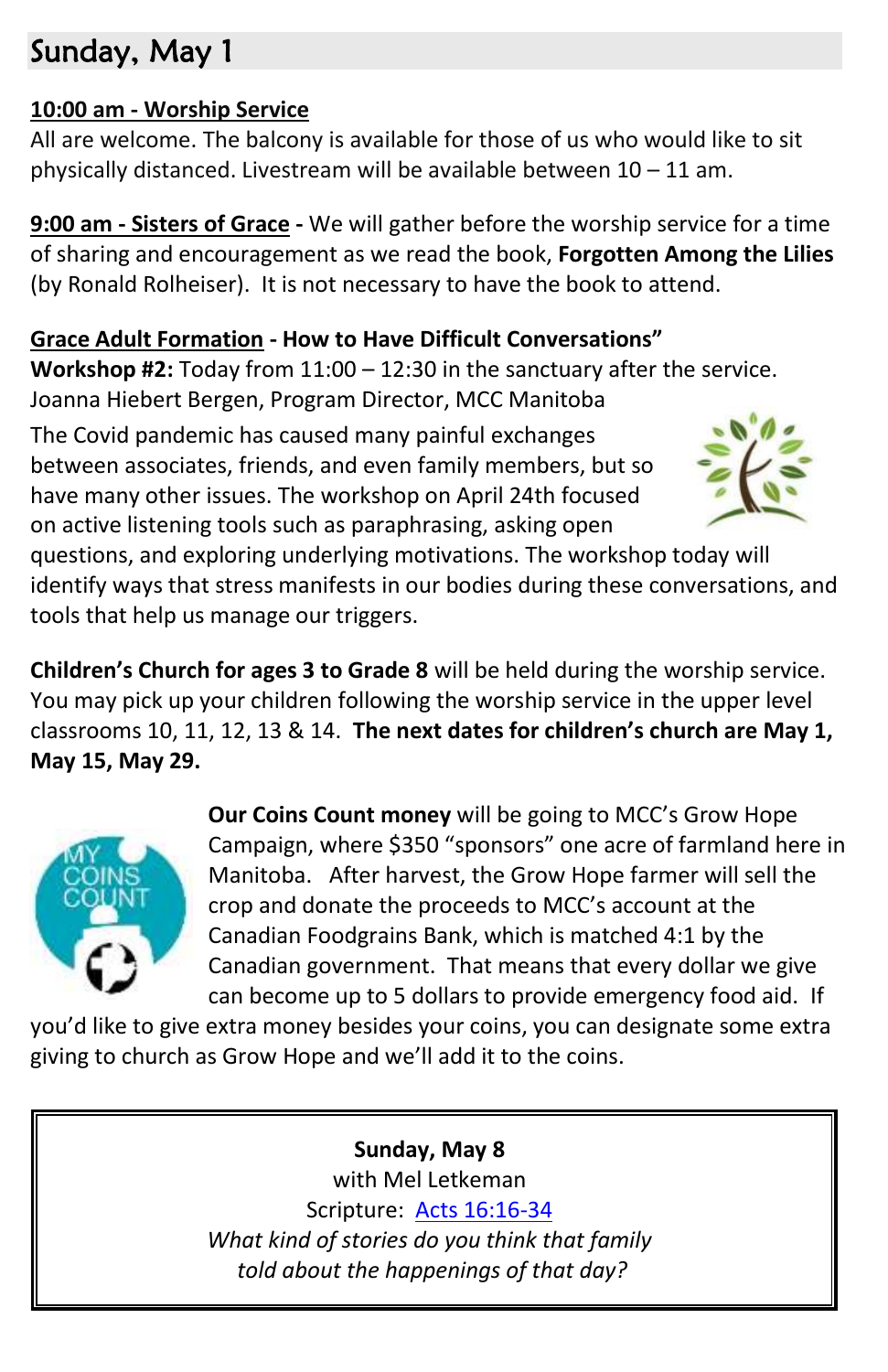## Sunday, May 1

**10:00 am - Worship Service**
All are welcome. The balcony is available for those of us who would like to sit physically distanced. Livestream will be available between 10 – 11 am.

**9:00 am - Sisters of Grace -** We will gather before the worship service for a time of sharing and encouragement as we read the book, **Forgotten Among the Lilies** (by Ronald Rolheiser). It is not necessary to have the book to attend.

**Grace Adult Formation - How to Have Difficult Conversations”**
**Workshop #2:** Today from 11:00 – 12:30 in the sanctuary after the service. Joanna Hiebert Bergen, Program Director, MCC Manitoba
The Covid pandemic has caused many painful exchanges between associates, friends, and even family members, but so have many other issues. The workshop on April 24th focused on active listening tools such as paraphrasing, asking open questions, and exploring underlying motivations. The workshop today will identify ways that stress manifests in our bodies during these conversations, and tools that help us manage our triggers.

**Children’s Church for ages 3 to Grade 8** will be held during the worship service. You may pick up your children following the worship service in the upper level classrooms 10, 11, 12, 13 & 14. **The next dates for children’s church are May 1, May 15, May 29.**

**Our Coins Count money** will be going to MCC’s Grow Hope Campaign, where $350 “sponsors” one acre of farmland here in Manitoba. After harvest, the Grow Hope farmer will sell the crop and donate the proceeds to MCC’s account at the Canadian Foodgrains Bank, which is matched 4:1 by the Canadian government. That means that every dollar we give can become up to 5 dollars to provide emergency food aid. If you’d like to give extra money besides your coins, you can designate some extra giving to church as Grow Hope and we’ll add it to the coins.

**Sunday, May 8**
with Mel Letkeman
Scripture: Acts 16:16-34
*What kind of stories do you think that family told about the happenings of that day?*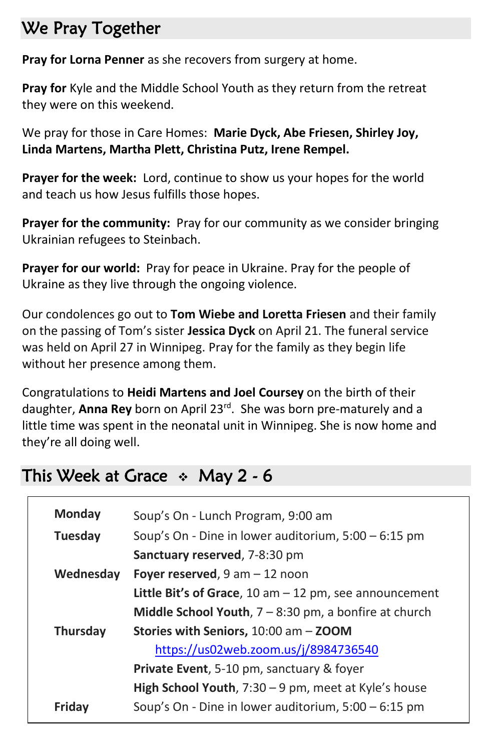## We Pray Together

**Pray for Lorna Penner** as she recovers from surgery at home.

**Pray for** Kyle and the Middle School Youth as they return from the retreat they were on this weekend.

We pray for those in Care Homes: **Marie Dyck, Abe Friesen, Shirley Joy, Linda Martens, Martha Plett, Christina Putz, Irene Rempel.**

**Prayer for the week:** Lord, continue to show us your hopes for the world and teach us how Jesus fulfills those hopes.

**Prayer for the community:** Pray for our community as we consider bringing Ukrainian refugees to Steinbach.

**Prayer for our world:** Pray for peace in Ukraine. Pray for the people of Ukraine as they live through the ongoing violence.

Our condolences go out to **Tom Wiebe and Loretta Friesen** and their family on the passing of Tom's sister **Jessica Dyck** on April 21. The funeral service was held on April 27 in Winnipeg. Pray for the family as they begin life without her presence among them.

Congratulations to **Heidi Martens and Joel Coursey** on the birth of their daughter, **Anna Rey** born on April 23rd. She was born pre-maturely and a little time was spent in the neonatal unit in Winnipeg. She is now home and they're all doing well.

## This Week at Grace ❖ May 2 - 6

| | |
|---|---|
| **Monday** | Soup's On - Lunch Program, 9:00 am |
| **Tuesday** | Soup's On - Dine in lower auditorium, 5:00 – 6:15 pm |
| | **Sanctuary reserved**, 7-8:30 pm |
| **Wednesday** | **Foyer reserved**, 9 am – 12 noon |
| | **Little Bit's of Grace**, 10 am – 12 pm, see announcement |
| | **Middle School Youth**, 7 – 8:30 pm, a bonfire at church |
| **Thursday** | **Stories with Seniors,** 10:00 am – **ZOOM** https://us02web.zoom.us/j/8984736540 |
| | **Private Event**, 5-10 pm, sanctuary & foyer |
| | **High School Youth**, 7:30 – 9 pm, meet at Kyle's house |
| **Friday** | Soup's On - Dine in lower auditorium, 5:00 – 6:15 pm |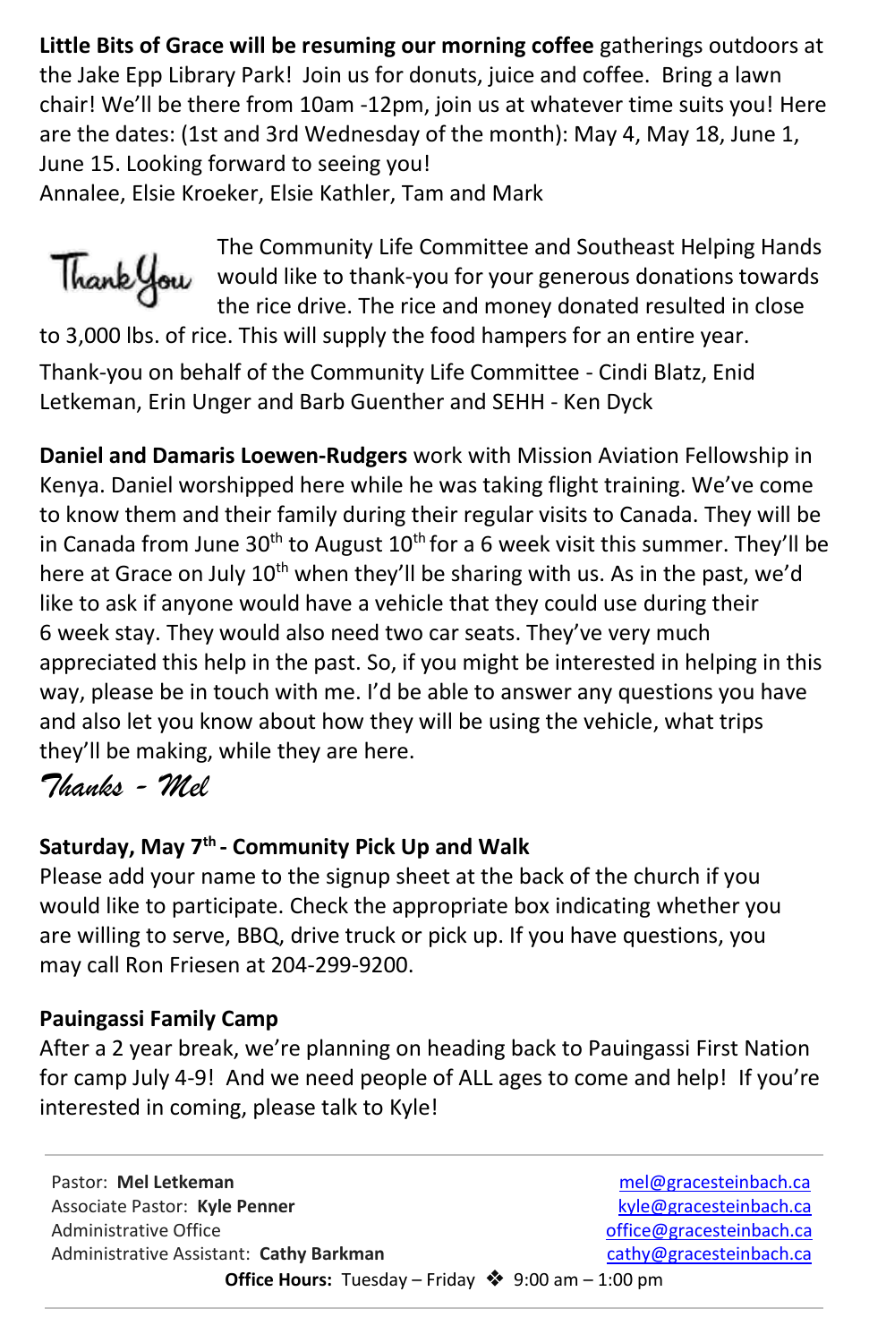**Little Bits of Grace will be resuming our morning coffee** gatherings outdoors at the Jake Epp Library Park! Join us for donuts, juice and coffee. Bring a lawn chair! We'll be there from 10am -12pm, join us at whatever time suits you! Here are the dates: (1st and 3rd Wednesday of the month): May 4, May 18, June 1, June 15. Looking forward to seeing you!
Annalee, Elsie Kroeker, Elsie Kathler, Tam and Mark

Thank You

The Community Life Committee and Southeast Helping Hands would like to thank-you for your generous donations towards the rice drive. The rice and money donated resulted in close to 3,000 lbs. of rice. This will supply the food hampers for an entire year.

Thank-you on behalf of the Community Life Committee - Cindi Blatz, Enid Letkeman, Erin Unger and Barb Guenther and SEHH - Ken Dyck

**Daniel and Damaris Loewen-Rudgers** work with Mission Aviation Fellowship in Kenya. Daniel worshipped here while he was taking flight training. We've come to know them and their family during their regular visits to Canada. They will be in Canada from June 30th to August 10th for a 6 week visit this summer. They'll be here at Grace on July 10th when they'll be sharing with us. As in the past, we'd like to ask if anyone would have a vehicle that they could use during their 6 week stay. They would also need two car seats. They've very much appreciated this help in the past. So, if you might be interested in helping in this way, please be in touch with me. I'd be able to answer any questions you have and also let you know about how they will be using the vehicle, what trips they'll be making, while they are here.

*Thanks - Mel*

**Saturday, May 7th - Community Pick Up and Walk**
Please add your name to the signup sheet at the back of the church if you would like to participate. Check the appropriate box indicating whether you are willing to serve, BBQ, drive truck or pick up. If you have questions, you may call Ron Friesen at 204-299-9200.

**Pauingassi Family Camp**
After a 2 year break, we're planning on heading back to Pauingassi First Nation for camp July 4-9! And we need people of ALL ages to come and help! If you're interested in coming, please talk to Kyle!

Pastor: **Mel Letkeman** — mel@gracesteinbach.ca
Associate Pastor: **Kyle Penner** — kyle@gracesteinbach.ca
Administrative Office — office@gracesteinbach.ca
Administrative Assistant: **Cathy Barkman** — cathy@gracesteinbach.ca

**Office Hours:** Tuesday – Friday ❖ 9:00 am – 1:00 pm